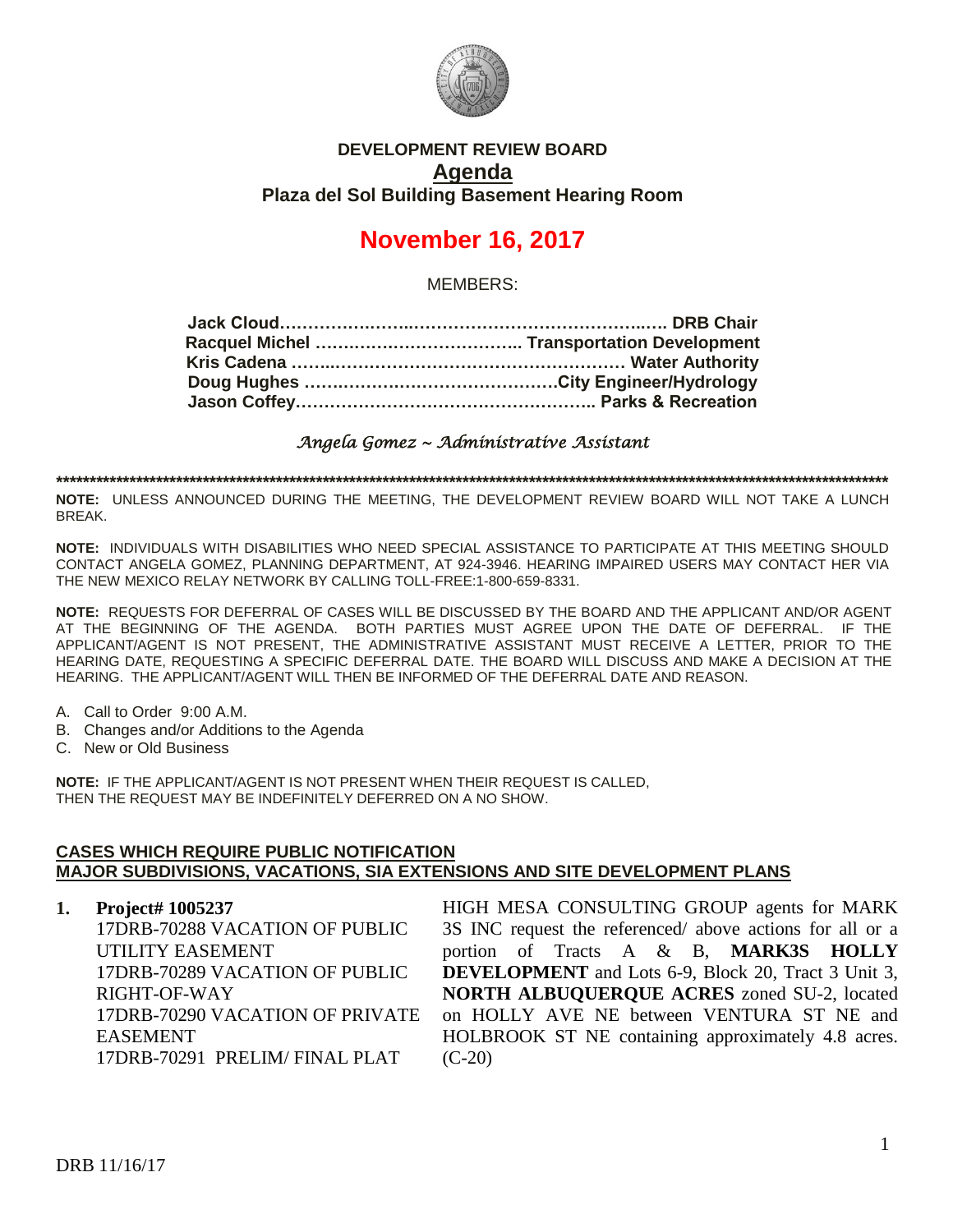**DEVELOPMENT REVIEW BOARD**
**Agenda**
**Plaza del Sol Building Basement Hearing Room**

# November 16, 2017

MEMBERS:

**Jack Cloud……………………………………………………….. DRB Chair**
**Racquel Michel ……………………………….. Transportation Development**
**Kris Cadena …………………………………………………… Water Authority**
**Doug Hughes ……………………………………City Engineer/Hydrology**
**Jason Coffey…………………………………………….. Parks & Recreation**

*Angela Gomez ~ Administrative Assistant*

**************************************************************************************************************************************

**NOTE:** UNLESS ANNOUNCED DURING THE MEETING, THE DEVELOPMENT REVIEW BOARD WILL NOT TAKE A LUNCH BREAK.

**NOTE:** INDIVIDUALS WITH DISABILITIES WHO NEED SPECIAL ASSISTANCE TO PARTICIPATE AT THIS MEETING SHOULD CONTACT ANGELA GOMEZ, PLANNING DEPARTMENT, AT 924-3946. HEARING IMPAIRED USERS MAY CONTACT HER VIA THE NEW MEXICO RELAY NETWORK BY CALLING TOLL-FREE:1-800-659-8331.

**NOTE:** REQUESTS FOR DEFERRAL OF CASES WILL BE DISCUSSED BY THE BOARD AND THE APPLICANT AND/OR AGENT AT THE BEGINNING OF THE AGENDA. BOTH PARTIES MUST AGREE UPON THE DATE OF DEFERRAL. IF THE APPLICANT/AGENT IS NOT PRESENT, THE ADMINISTRATIVE ASSISTANT MUST RECEIVE A LETTER, PRIOR TO THE HEARING DATE, REQUESTING A SPECIFIC DEFERRAL DATE. THE BOARD WILL DISCUSS AND MAKE A DECISION AT THE HEARING. THE APPLICANT/AGENT WILL THEN BE INFORMED OF THE DEFERRAL DATE AND REASON.

A. Call to Order 9:00 A.M.
B. Changes and/or Additions to the Agenda
C. New or Old Business

**NOTE:** IF THE APPLICANT/AGENT IS NOT PRESENT WHEN THEIR REQUEST IS CALLED, THEN THE REQUEST MAY BE INDEFINITELY DEFERRED ON A NO SHOW.

## CASES WHICH REQUIRE PUBLIC NOTIFICATION
## MAJOR SUBDIVISIONS, VACATIONS, SIA EXTENSIONS AND SITE DEVELOPMENT PLANS

**1. Project# 1005237**
17DRB-70288 VACATION OF PUBLIC UTILITY EASEMENT
17DRB-70289 VACATION OF PUBLIC RIGHT-OF-WAY
17DRB-70290 VACATION OF PRIVATE EASEMENT
17DRB-70291 PRELIM/ FINAL PLAT

HIGH MESA CONSULTING GROUP agents for MARK 3S INC request the referenced/ above actions for all or a portion of Tracts A & B, **MARK3S HOLLY DEVELOPMENT** and Lots 6-9, Block 20, Tract 3 Unit 3, **NORTH ALBUQUERQUE ACRES** zoned SU-2, located on HOLLY AVE NE between VENTURA ST NE and HOLBROOK ST NE containing approximately 4.8 acres. (C-20)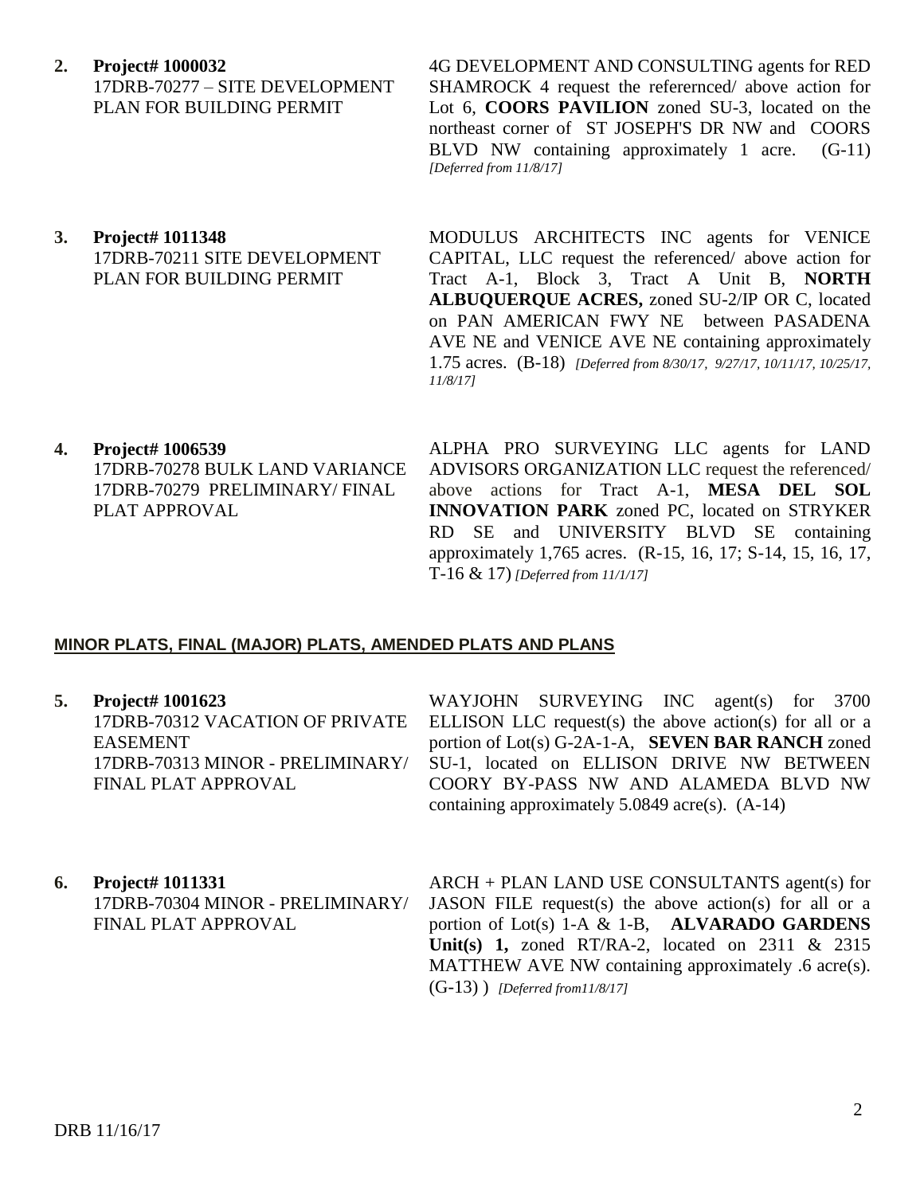**2. Project# 1000032**
17DRB-70277 – SITE DEVELOPMENT PLAN FOR BUILDING PERMIT

4G DEVELOPMENT AND CONSULTING agents for RED SHAMROCK 4 request the referernced/ above action for Lot 6, **COORS PAVILION** zoned SU-3, located on the northeast corner of ST JOSEPH'S DR NW and COORS BLVD NW containing approximately 1 acre. (G-11) *[Deferred from 11/8/17]*

**3. Project# 1011348**
17DRB-70211 SITE DEVELOPMENT PLAN FOR BUILDING PERMIT

MODULUS ARCHITECTS INC agents for VENICE CAPITAL, LLC request the referenced/ above action for Tract A-1, Block 3, Tract A Unit B, **NORTH ALBUQUERQUE ACRES,** zoned SU-2/IP OR C, located on PAN AMERICAN FWY NE between PASADENA AVE NE and VENICE AVE NE containing approximately 1.75 acres. (B-18) *[Deferred from 8/30/17, 9/27/17, 10/11/17, 10/25/17, 11/8/17]*

**4. Project# 1006539**
17DRB-70278 BULK LAND VARIANCE
17DRB-70279 PRELIMINARY/ FINAL PLAT APPROVAL

ALPHA PRO SURVEYING LLC agents for LAND ADVISORS ORGANIZATION LLC request the referenced/ above actions for Tract A-1, **MESA DEL SOL INNOVATION PARK** zoned PC, located on STRYKER RD SE and UNIVERSITY BLVD SE containing approximately 1,765 acres. (R-15, 16, 17; S-14, 15, 16, 17, T-16 & 17) *[Deferred from 11/1/17]*

## MINOR PLATS, FINAL (MAJOR) PLATS, AMENDED PLATS AND PLANS

**5. Project# 1001623**
17DRB-70312 VACATION OF PRIVATE EASEMENT
17DRB-70313 MINOR - PRELIMINARY/ FINAL PLAT APPROVAL

WAYJOHN SURVEYING INC agent(s) for 3700 ELLISON LLC request(s) the above action(s) for all or a portion of Lot(s) G-2A-1-A, **SEVEN BAR RANCH** zoned SU-1, located on ELLISON DRIVE NW BETWEEN COORY BY-PASS NW AND ALAMEDA BLVD NW containing approximately 5.0849 acre(s). (A-14)

**6. Project# 1011331**
17DRB-70304 MINOR - PRELIMINARY/ FINAL PLAT APPROVAL

ARCH + PLAN LAND USE CONSULTANTS agent(s) for JASON FILE request(s) the above action(s) for all or a portion of Lot(s) 1-A & 1-B, **ALVARADO GARDENS Unit(s) 1,** zoned RT/RA-2, located on 2311 & 2315 MATTHEW AVE NW containing approximately .6 acre(s). (G-13) ) *[Deferred from11/8/17]*

DRB 11/16/17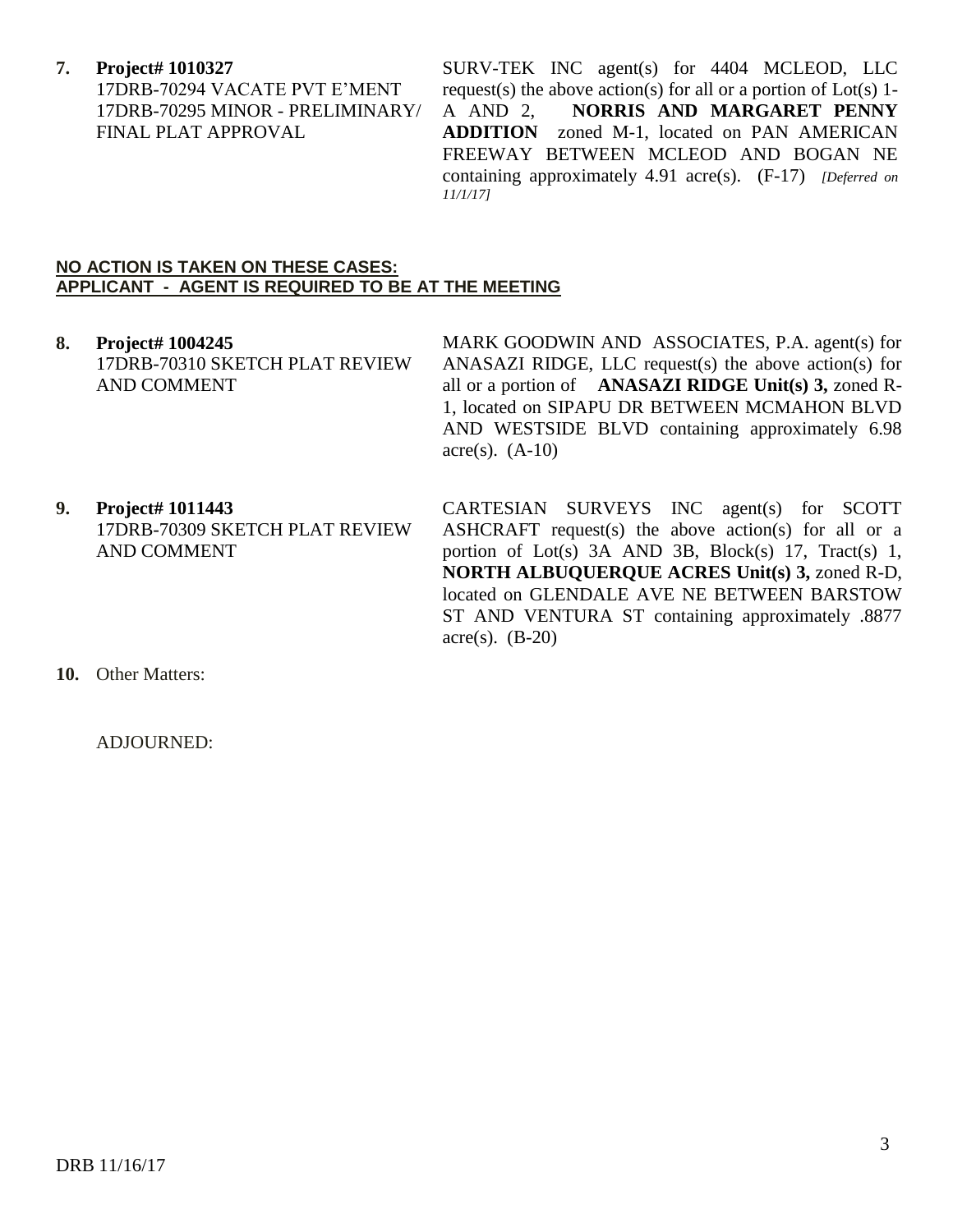**7. Project# 1010327**
17DRB-70294 VACATE PVT E'MENT
17DRB-70295 MINOR - PRELIMINARY/ FINAL PLAT APPROVAL

SURV-TEK INC agent(s) for 4404 MCLEOD, LLC request(s) the above action(s) for all or a portion of Lot(s) 1-A AND 2, **NORRIS AND MARGARET PENNY ADDITION** zoned M-1, located on PAN AMERICAN FREEWAY BETWEEN MCLEOD AND BOGAN NE containing approximately 4.91 acre(s). (F-17) *[Deferred on 11/1/17]*

**NO ACTION IS TAKEN ON THESE CASES:**
**APPLICANT - AGENT IS REQUIRED TO BE AT THE MEETING**

**8. Project# 1004245**
17DRB-70310 SKETCH PLAT REVIEW AND COMMENT

MARK GOODWIN AND ASSOCIATES, P.A. agent(s) for ANASAZI RIDGE, LLC request(s) the above action(s) for all or a portion of **ANASAZI RIDGE Unit(s) 3,** zoned R-1, located on SIPAPU DR BETWEEN MCMAHON BLVD AND WESTSIDE BLVD containing approximately 6.98 acre(s). (A-10)

**9. Project# 1011443**
17DRB-70309 SKETCH PLAT REVIEW AND COMMENT

CARTESIAN SURVEYS INC agent(s) for SCOTT ASHCRAFT request(s) the above action(s) for all or a portion of Lot(s) 3A AND 3B, Block(s) 17, Tract(s) 1, **NORTH ALBUQUERQUE ACRES Unit(s) 3,** zoned R-D, located on GLENDALE AVE NE BETWEEN BARSTOW ST AND VENTURA ST containing approximately .8877 acre(s). (B-20)

**10.** Other Matters:

ADJOURNED: